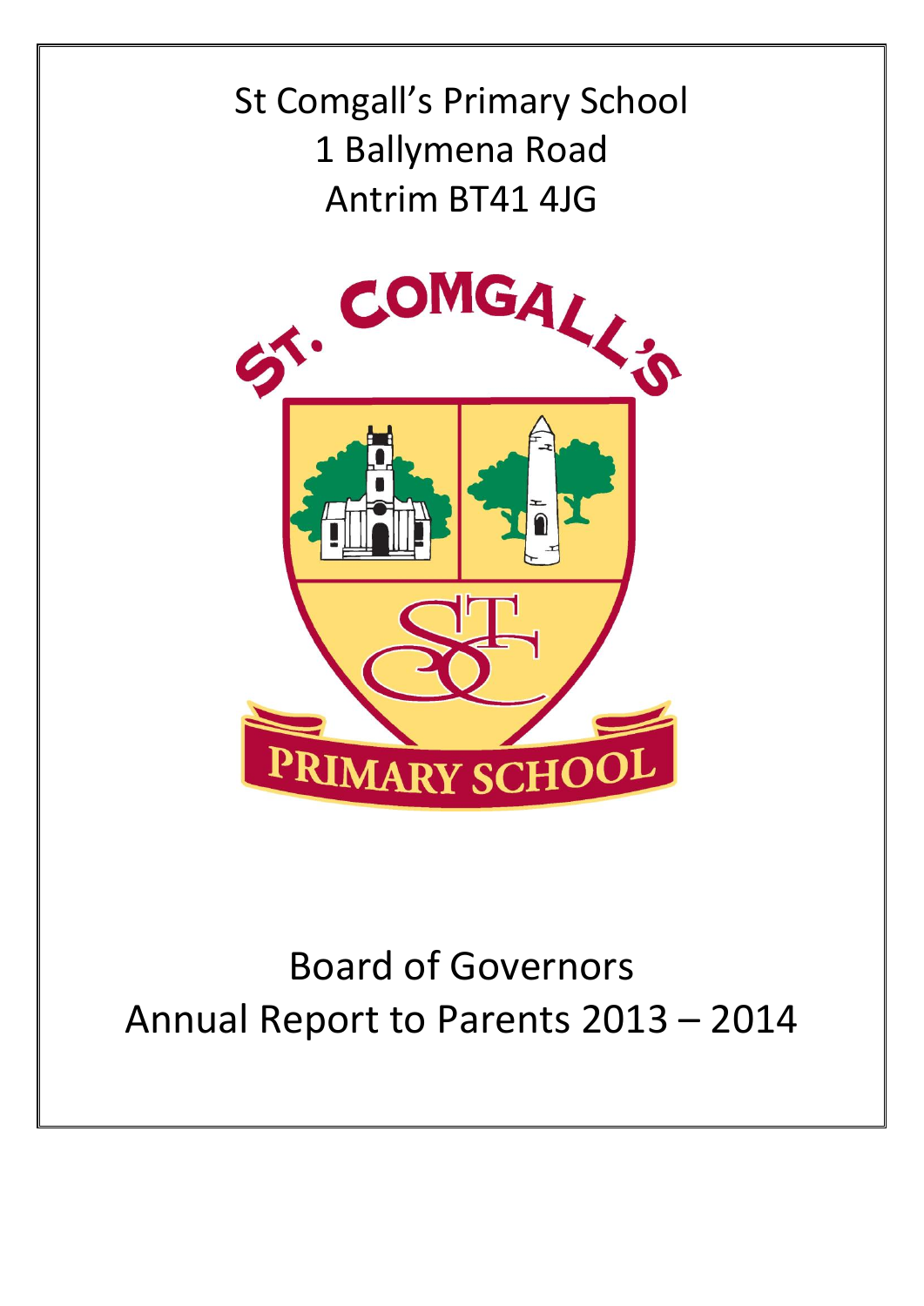St Comgall's Primary School
1 Ballymena Road
Antrim BT41 4JG

# Board of Governors
# Annual Report to Parents 2013 – 2014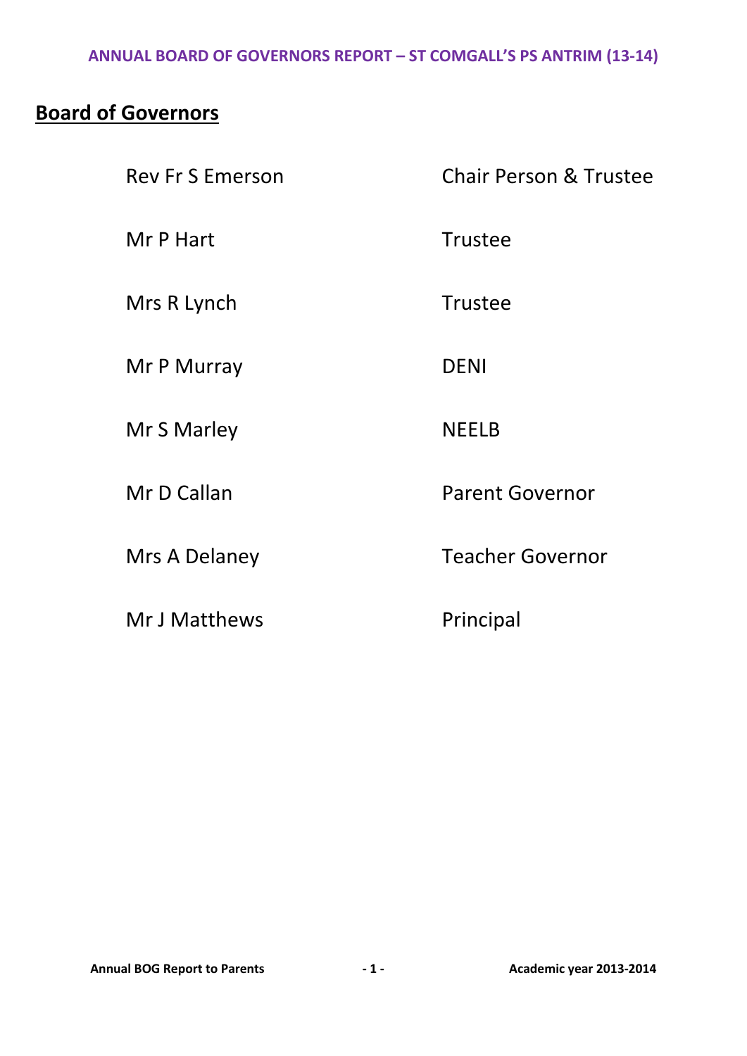## Board of Governors

| | |
|---|---|
| Rev Fr S Emerson | Chair Person & Trustee |
| Mr P Hart | Trustee |
| Mrs R Lynch | Trustee |
| Mr P Murray | DENI |
| Mr S Marley | NEELB |
| Mr D Callan | Parent Governor |
| Mrs A Delaney | Teacher Governor |
| Mr J Matthews | Principal |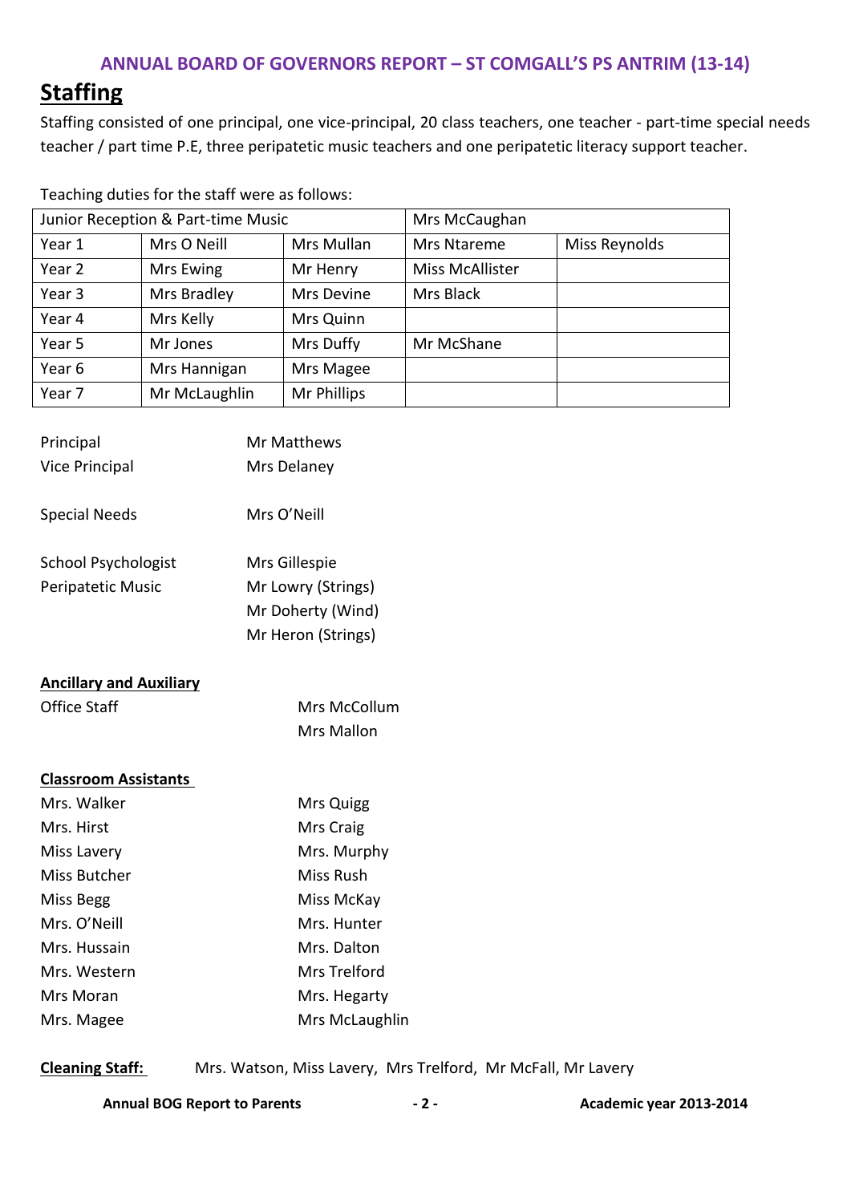## Staffing

Staffing consisted of one principal, one vice-principal, 20 class teachers, one teacher - part-time special needs teacher / part time P.E, three peripatetic music teachers and one peripatetic literacy support teacher.

Teaching duties for the staff were as follows:

| | | | | |
|---|---|---|---|---|
| Junior Reception & Part-time Music | | | Mrs McCaughan | |
| Year 1 | Mrs O Neill | Mrs Mullan | Mrs Ntareme | Miss Reynolds |
| Year 2 | Mrs Ewing | Mr Henry | Miss McAllister | |
| Year 3 | Mrs Bradley | Mrs Devine | Mrs Black | |
| Year 4 | Mrs Kelly | Mrs Quinn | | |
| Year 5 | Mr Jones | Mrs Duffy | Mr McShane | |
| Year 6 | Mrs Hannigan | Mrs Magee | | |
| Year 7 | Mr McLaughlin | Mr Phillips | | |

Principal — Mr Matthews
Vice Principal — Mrs Delaney

Special Needs — Mrs O'Neill

School Psychologist — Mrs Gillespie
Peripatetic Music — Mr Lowry (Strings), Mr Doherty (Wind), Mr Heron (Strings)

**Ancillary and Auxiliary**

Office Staff — Mrs McCollum, Mrs Mallon

**Classroom Assistants**

| | |
|---|---|
| Mrs. Walker | Mrs Quigg |
| Mrs. Hirst | Mrs Craig |
| Miss Lavery | Mrs. Murphy |
| Miss Butcher | Miss Rush |
| Miss Begg | Miss McKay |
| Mrs. O'Neill | Mrs. Hunter |
| Mrs. Hussain | Mrs. Dalton |
| Mrs. Western | Mrs Trelford |
| Mrs Moran | Mrs. Hegarty |
| Mrs. Magee | Mrs McLaughlin |

**Cleaning Staff:** Mrs. Watson, Miss Lavery, Mrs Trelford, Mr McFall, Mr Lavery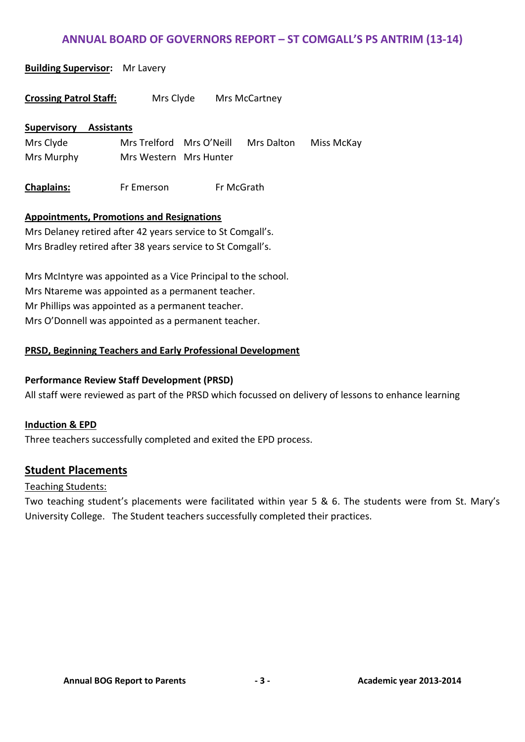# ANNUAL BOARD OF GOVERNORS REPORT – ST COMGALL'S PS ANTRIM (13-14)

**Building Supervisor:** Mr Lavery

**Crossing Patrol Staff:** Mrs Clyde Mrs McCartney

**Supervisory Assistants**

| | | | | |
|---|---|---|---|---|
| Mrs Clyde | Mrs Trelford | Mrs O'Neill | Mrs Dalton | Miss McKay |
| Mrs Murphy | Mrs Western | Mrs Hunter | | |

**Chaplains:** Fr Emerson Fr McGrath

**Appointments, Promotions and Resignations**

Mrs Delaney retired after 42 years service to St Comgall's.
Mrs Bradley retired after 38 years service to St Comgall's.

Mrs McIntyre was appointed as a Vice Principal to the school.
Mrs Ntareme was appointed as a permanent teacher.
Mr Phillips was appointed as a permanent teacher.
Mrs O'Donnell was appointed as a permanent teacher.

**PRSD, Beginning Teachers and Early Professional Development**

**Performance Review Staff Development (PRSD)**

All staff were reviewed as part of the PRSD which focussed on delivery of lessons to enhance learning

**Induction & EPD**

Three teachers successfully completed and exited the EPD process.

## Student Placements

Teaching Students:

Two teaching student's placements were facilitated within year 5 & 6. The students were from St. Mary's University College. The Student teachers successfully completed their practices.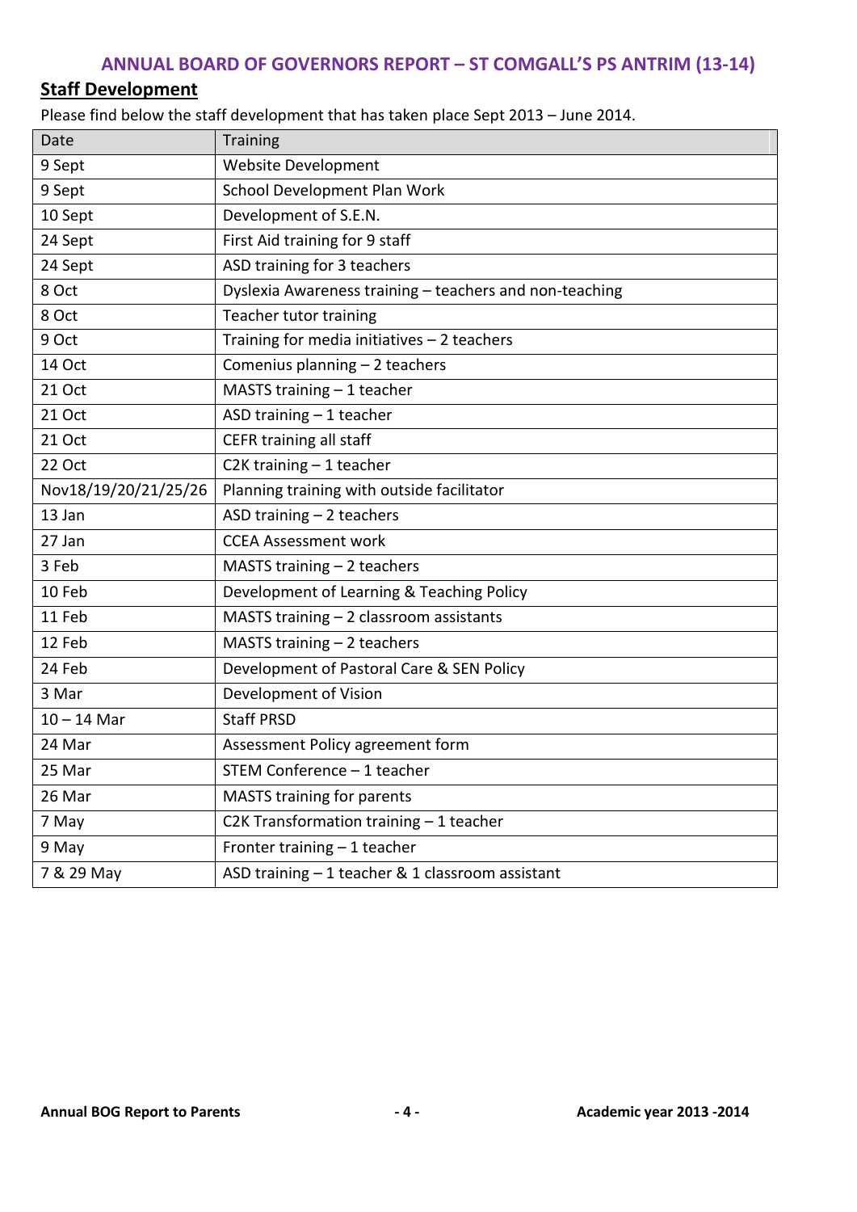# ANNUAL BOARD OF GOVERNORS REPORT – ST COMGALL'S PS ANTRIM (13-14)

## Staff Development

Please find below the staff development that has taken place Sept 2013 – June 2014.

| Date | Training |
|---|---|
| 9 Sept | Website Development |
| 9 Sept | School Development Plan Work |
| 10 Sept | Development of S.E.N. |
| 24 Sept | First Aid training for 9 staff |
| 24 Sept | ASD training for 3 teachers |
| 8 Oct | Dyslexia Awareness training – teachers and non-teaching |
| 8 Oct | Teacher tutor training |
| 9 Oct | Training for media initiatives – 2 teachers |
| 14 Oct | Comenius planning – 2 teachers |
| 21 Oct | MASTS training – 1 teacher |
| 21 Oct | ASD training – 1 teacher |
| 21 Oct | CEFR training all staff |
| 22 Oct | C2K training – 1 teacher |
| Nov18/19/20/21/25/26 | Planning training with outside facilitator |
| 13 Jan | ASD training – 2 teachers |
| 27 Jan | CCEA Assessment work |
| 3 Feb | MASTS training – 2 teachers |
| 10 Feb | Development of Learning & Teaching Policy |
| 11 Feb | MASTS training – 2 classroom assistants |
| 12 Feb | MASTS training – 2 teachers |
| 24 Feb | Development of Pastoral Care & SEN Policy |
| 3 Mar | Development of Vision |
| 10 – 14 Mar | Staff PRSD |
| 24 Mar | Assessment Policy agreement form |
| 25 Mar | STEM Conference – 1 teacher |
| 26 Mar | MASTS training for parents |
| 7 May | C2K Transformation training – 1 teacher |
| 9 May | Fronter training – 1 teacher |
| 7 & 29 May | ASD training – 1 teacher & 1 classroom assistant |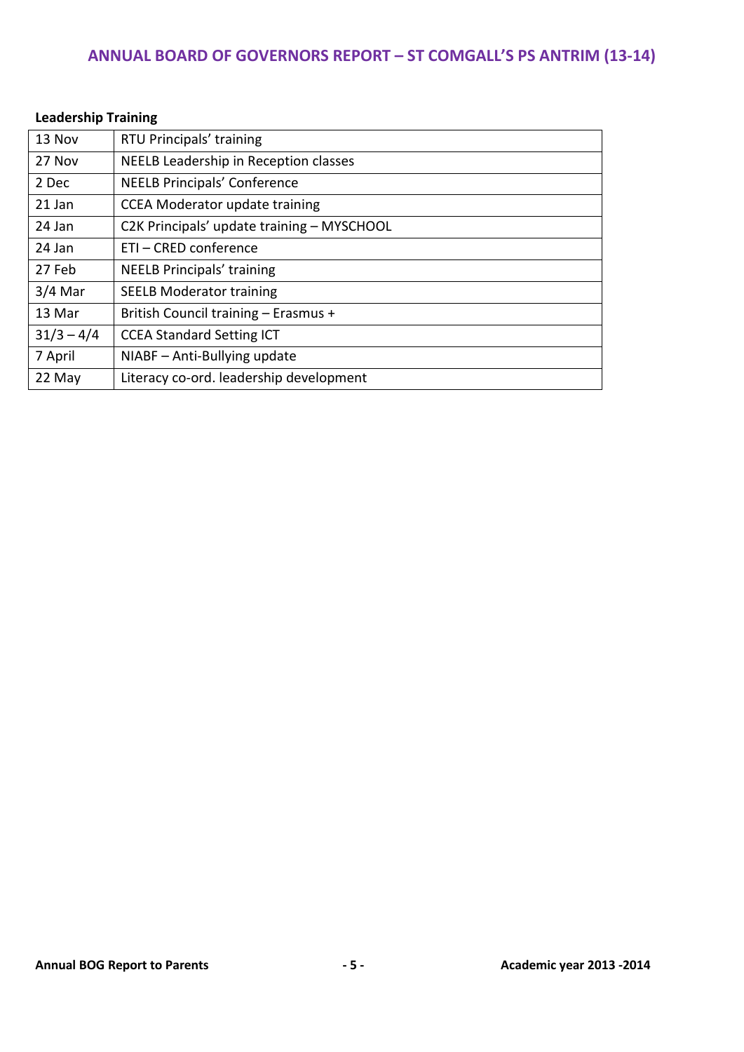**Leadership Training**

| | |
|---|---|
| 13 Nov | RTU Principals' training |
| 27 Nov | NEELB Leadership in Reception classes |
| 2 Dec | NEELB Principals' Conference |
| 21 Jan | CCEA Moderator update training |
| 24 Jan | C2K Principals' update training – MYSCHOOL |
| 24 Jan | ETI – CRED conference |
| 27 Feb | NEELB Principals' training |
| 3/4 Mar | SEELB Moderator training |
| 13 Mar | British Council training – Erasmus + |
| 31/3 – 4/4 | CCEA Standard Setting ICT |
| 7 April | NIABF – Anti-Bullying update |
| 22 May | Literacy co-ord. leadership development |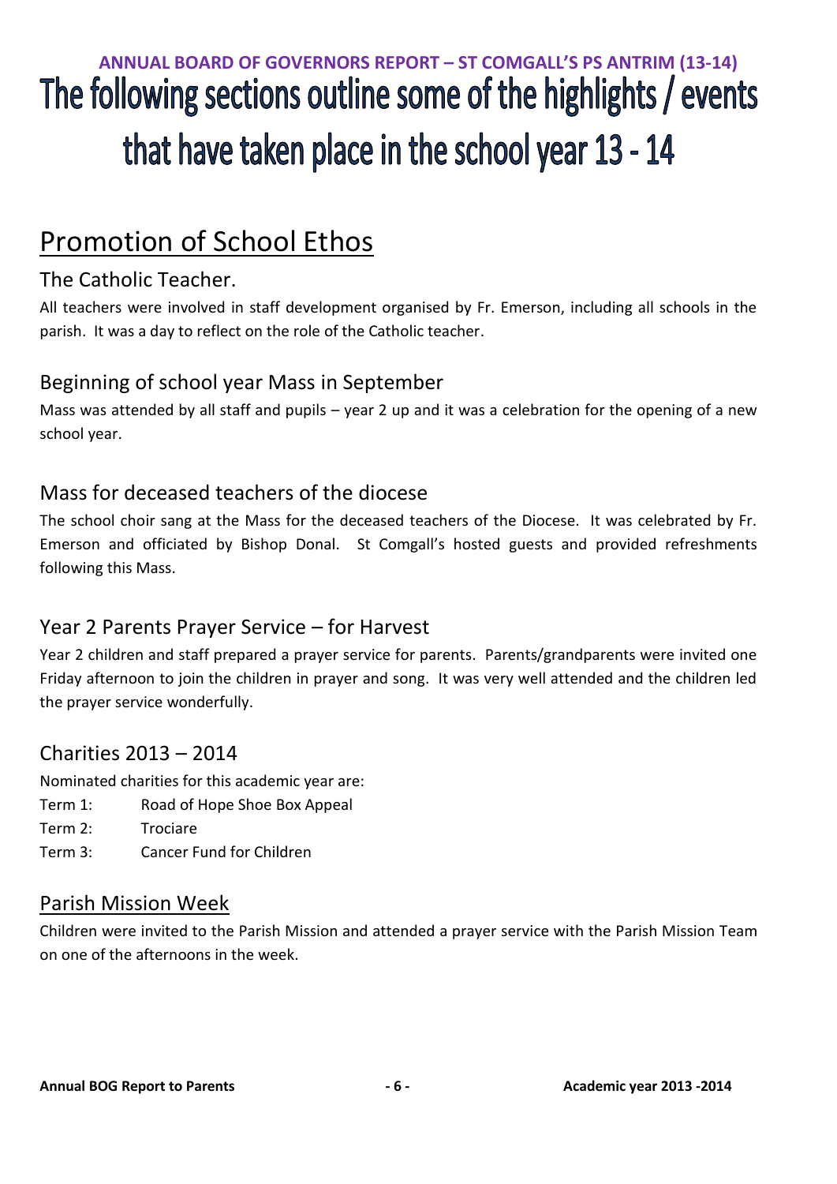**ANNUAL BOARD OF GOVERNORS REPORT – ST COMGALL'S PS ANTRIM (13-14)**

# The following sections outline some of the highlights / events that have taken place in the school year 13 - 14

## Promotion of School Ethos

### The Catholic Teacher.

All teachers were involved in staff development organised by Fr. Emerson, including all schools in the parish. It was a day to reflect on the role of the Catholic teacher.

### Beginning of school year Mass in September

Mass was attended by all staff and pupils – year 2 up and it was a celebration for the opening of a new school year.

### Mass for deceased teachers of the diocese

The school choir sang at the Mass for the deceased teachers of the Diocese. It was celebrated by Fr. Emerson and officiated by Bishop Donal. St Comgall's hosted guests and provided refreshments following this Mass.

### Year 2 Parents Prayer Service – for Harvest

Year 2 children and staff prepared a prayer service for parents. Parents/grandparents were invited one Friday afternoon to join the children in prayer and song. It was very well attended and the children led the prayer service wonderfully.

### Charities 2013 – 2014

Nominated charities for this academic year are:

| | |
|---|---|
| Term 1: | Road of Hope Shoe Box Appeal |
| Term 2: | Trociare |
| Term 3: | Cancer Fund for Children |

### Parish Mission Week

Children were invited to the Parish Mission and attended a prayer service with the Parish Mission Team on one of the afternoons in the week.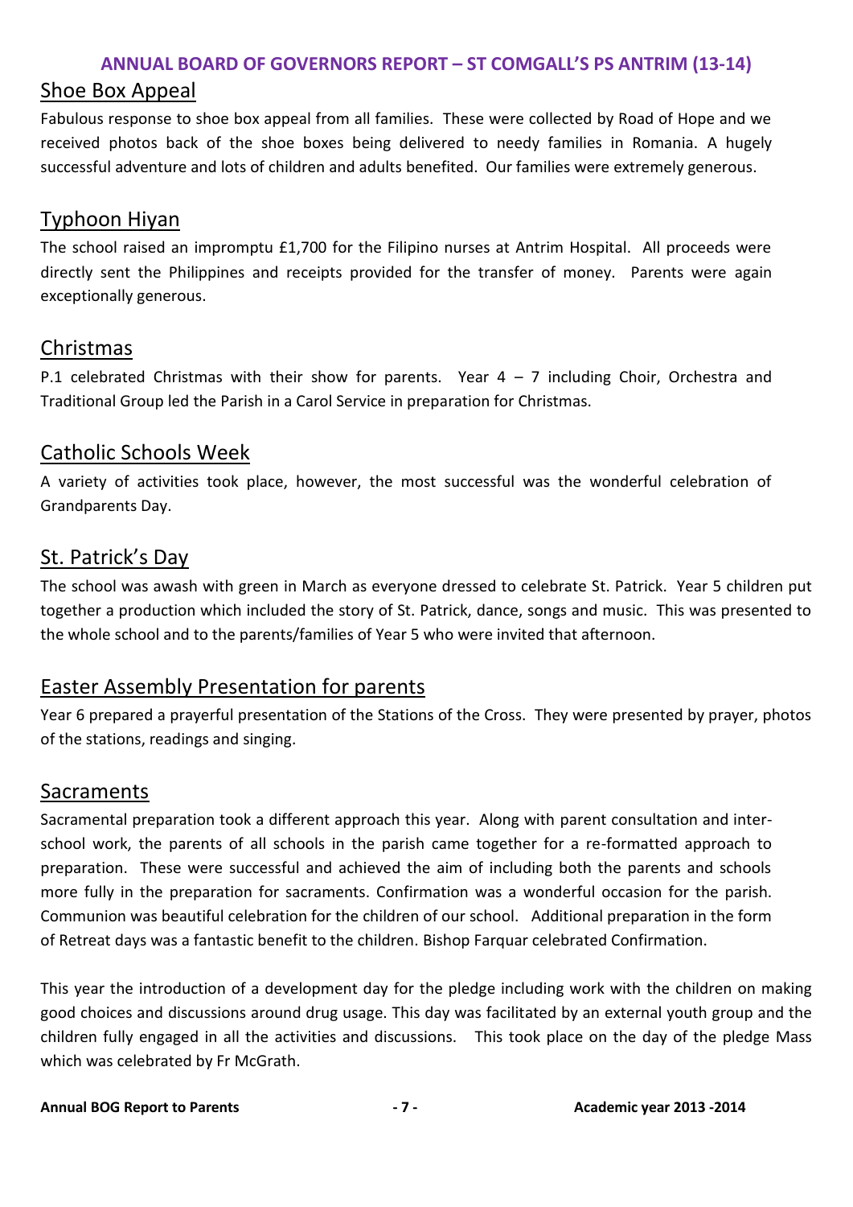## Shoe Box Appeal

Fabulous response to shoe box appeal from all families. These were collected by Road of Hope and we received photos back of the shoe boxes being delivered to needy families in Romania. A hugely successful adventure and lots of children and adults benefited. Our families were extremely generous.

## Typhoon Hiyan

The school raised an impromptu £1,700 for the Filipino nurses at Antrim Hospital. All proceeds were directly sent the Philippines and receipts provided for the transfer of money. Parents were again exceptionally generous.

## Christmas

P.1 celebrated Christmas with their show for parents. Year 4 – 7 including Choir, Orchestra and Traditional Group led the Parish in a Carol Service in preparation for Christmas.

## Catholic Schools Week

A variety of activities took place, however, the most successful was the wonderful celebration of Grandparents Day.

## St. Patrick's Day

The school was awash with green in March as everyone dressed to celebrate St. Patrick. Year 5 children put together a production which included the story of St. Patrick, dance, songs and music. This was presented to the whole school and to the parents/families of Year 5 who were invited that afternoon.

## Easter Assembly Presentation for parents

Year 6 prepared a prayerful presentation of the Stations of the Cross. They were presented by prayer, photos of the stations, readings and singing.

## Sacraments

Sacramental preparation took a different approach this year. Along with parent consultation and inter-school work, the parents of all schools in the parish came together for a re-formatted approach to preparation. These were successful and achieved the aim of including both the parents and schools more fully in the preparation for sacraments. Confirmation was a wonderful occasion for the parish. Communion was beautiful celebration for the children of our school. Additional preparation in the form of Retreat days was a fantastic benefit to the children. Bishop Farquar celebrated Confirmation.

This year the introduction of a development day for the pledge including work with the children on making good choices and discussions around drug usage. This day was facilitated by an external youth group and the children fully engaged in all the activities and discussions. This took place on the day of the pledge Mass which was celebrated by Fr McGrath.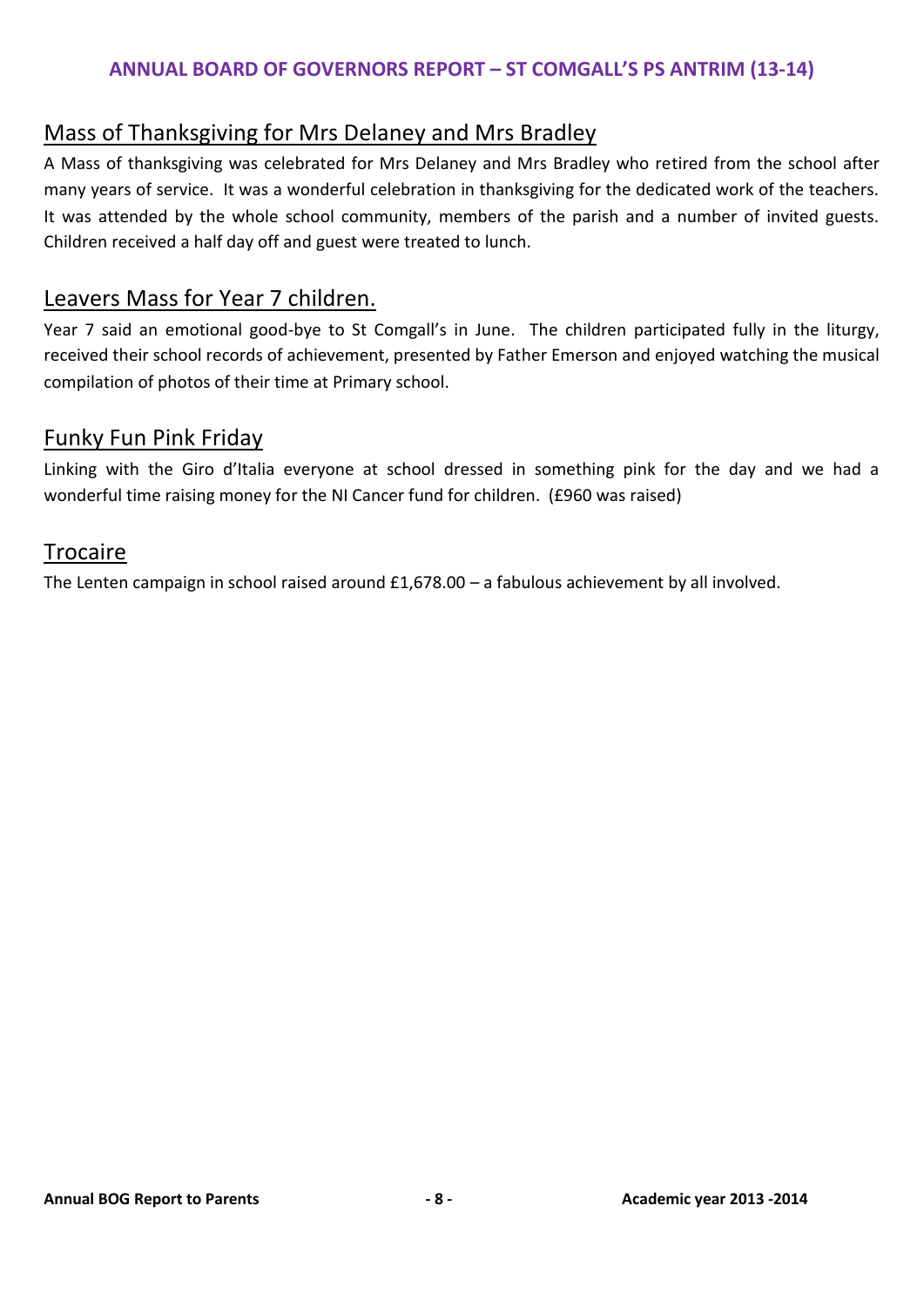## Mass of Thanksgiving for Mrs Delaney and Mrs Bradley

A Mass of thanksgiving was celebrated for Mrs Delaney and Mrs Bradley who retired from the school after many years of service. It was a wonderful celebration in thanksgiving for the dedicated work of the teachers. It was attended by the whole school community, members of the parish and a number of invited guests. Children received a half day off and guest were treated to lunch.

## Leavers Mass for Year 7 children.

Year 7 said an emotional good-bye to St Comgall's in June. The children participated fully in the liturgy, received their school records of achievement, presented by Father Emerson and enjoyed watching the musical compilation of photos of their time at Primary school.

## Funky Fun Pink Friday

Linking with the Giro d'Italia everyone at school dressed in something pink for the day and we had a wonderful time raising money for the NI Cancer fund for children. (£960 was raised)

## Trocaire

The Lenten campaign in school raised around £1,678.00 – a fabulous achievement by all involved.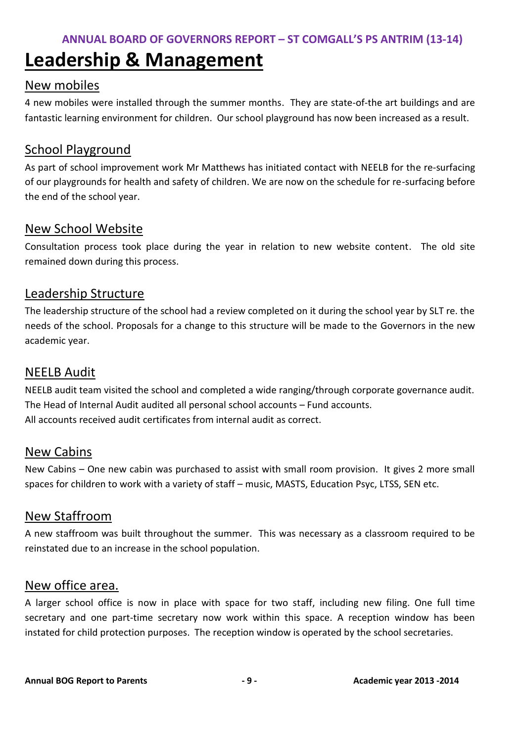# Leadership & Management

## New mobiles

4 new mobiles were installed through the summer months. They are state-of-the art buildings and are fantastic learning environment for children. Our school playground has now been increased as a result.

## School Playground

As part of school improvement work Mr Matthews has initiated contact with NEELB for the re-surfacing of our playgrounds for health and safety of children. We are now on the schedule for re-surfacing before the end of the school year.

## New School Website

Consultation process took place during the year in relation to new website content. The old site remained down during this process.

## Leadership Structure

The leadership structure of the school had a review completed on it during the school year by SLT re. the needs of the school. Proposals for a change to this structure will be made to the Governors in the new academic year.

## NEELB Audit

NEELB audit team visited the school and completed a wide ranging/through corporate governance audit.
The Head of Internal Audit audited all personal school accounts – Fund accounts.
All accounts received audit certificates from internal audit as correct.

## New Cabins

New Cabins – One new cabin was purchased to assist with small room provision. It gives 2 more small spaces for children to work with a variety of staff – music, MASTS, Education Psyc, LTSS, SEN etc.

## New Staffroom

A new staffroom was built throughout the summer. This was necessary as a classroom required to be reinstated due to an increase in the school population.

## New office area.

A larger school office is now in place with space for two staff, including new filing. One full time secretary and one part-time secretary now work within this space. A reception window has been instated for child protection purposes. The reception window is operated by the school secretaries.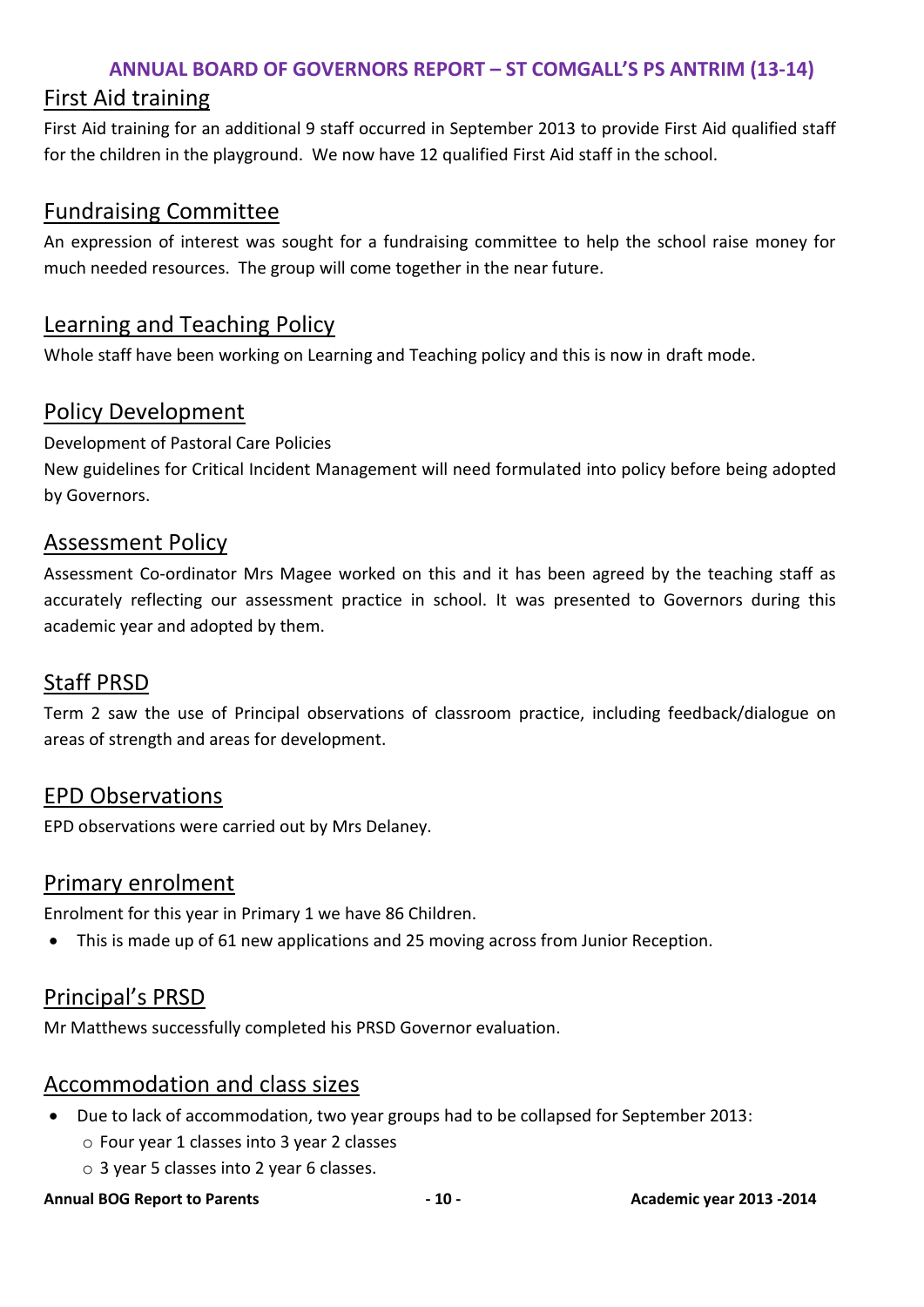## First Aid training

First Aid training for an additional 9 staff occurred in September 2013 to provide First Aid qualified staff for the children in the playground. We now have 12 qualified First Aid staff in the school.

## Fundraising Committee

An expression of interest was sought for a fundraising committee to help the school raise money for much needed resources. The group will come together in the near future.

## Learning and Teaching Policy

Whole staff have been working on Learning and Teaching policy and this is now in draft mode.

## Policy Development

Development of Pastoral Care Policies

New guidelines for Critical Incident Management will need formulated into policy before being adopted by Governors.

## Assessment Policy

Assessment Co-ordinator Mrs Magee worked on this and it has been agreed by the teaching staff as accurately reflecting our assessment practice in school. It was presented to Governors during this academic year and adopted by them.

## Staff PRSD

Term 2 saw the use of Principal observations of classroom practice, including feedback/dialogue on areas of strength and areas for development.

## EPD Observations

EPD observations were carried out by Mrs Delaney.

## Primary enrolment

Enrolment for this year in Primary 1 we have 86 Children.

- This is made up of 61 new applications and 25 moving across from Junior Reception.

## Principal's PRSD

Mr Matthews successfully completed his PRSD Governor evaluation.

## Accommodation and class sizes

- Due to lack of accommodation, two year groups had to be collapsed for September 2013:
  - Four year 1 classes into 3 year 2 classes
  - 3 year 5 classes into 2 year 6 classes.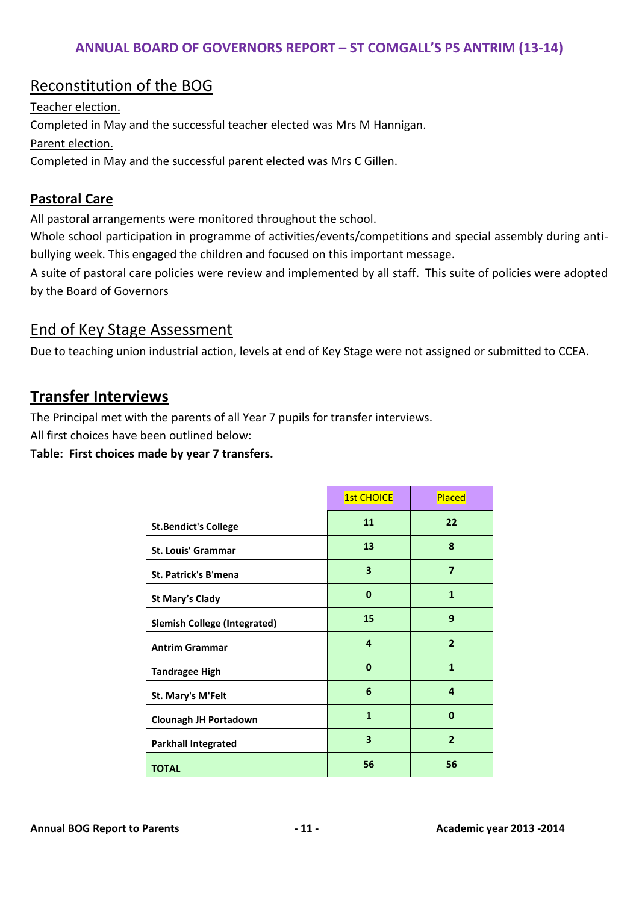# ANNUAL BOARD OF GOVERNORS REPORT – ST COMGALL'S PS ANTRIM (13-14)

## Reconstitution of the BOG

Teacher election.

Completed in May and the successful teacher elected was Mrs M Hannigan.

Parent election.

Completed in May and the successful parent elected was Mrs C Gillen.

## Pastoral Care

All pastoral arrangements were monitored throughout the school.

Whole school participation in programme of activities/events/competitions and special assembly during anti-bullying week. This engaged the children and focused on this important message.

A suite of pastoral care policies were review and implemented by all staff. This suite of policies were adopted by the Board of Governors

## End of Key Stage Assessment

Due to teaching union industrial action, levels at end of Key Stage were not assigned or submitted to CCEA.

## Transfer Interviews

The Principal met with the parents of all Year 7 pupils for transfer interviews.

All first choices have been outlined below:

**Table: First choices made by year 7 transfers.**

| | 1st CHOICE | Placed |
|---|---|---|
| **St.Bendict's College** | **11** | **22** |
| **St. Louis' Grammar** | **13** | **8** |
| **St. Patrick's B'mena** | **3** | **7** |
| **St Mary's Clady** | **0** | **1** |
| **Slemish College (Integrated)** | **15** | **9** |
| **Antrim Grammar** | **4** | **2** |
| **Tandragee High** | **0** | **1** |
| **St. Mary's M'Felt** | **6** | **4** |
| **Clounagh JH Portadown** | **1** | **0** |
| **Parkhall Integrated** | **3** | **2** |
| **TOTAL** | **56** | **56** |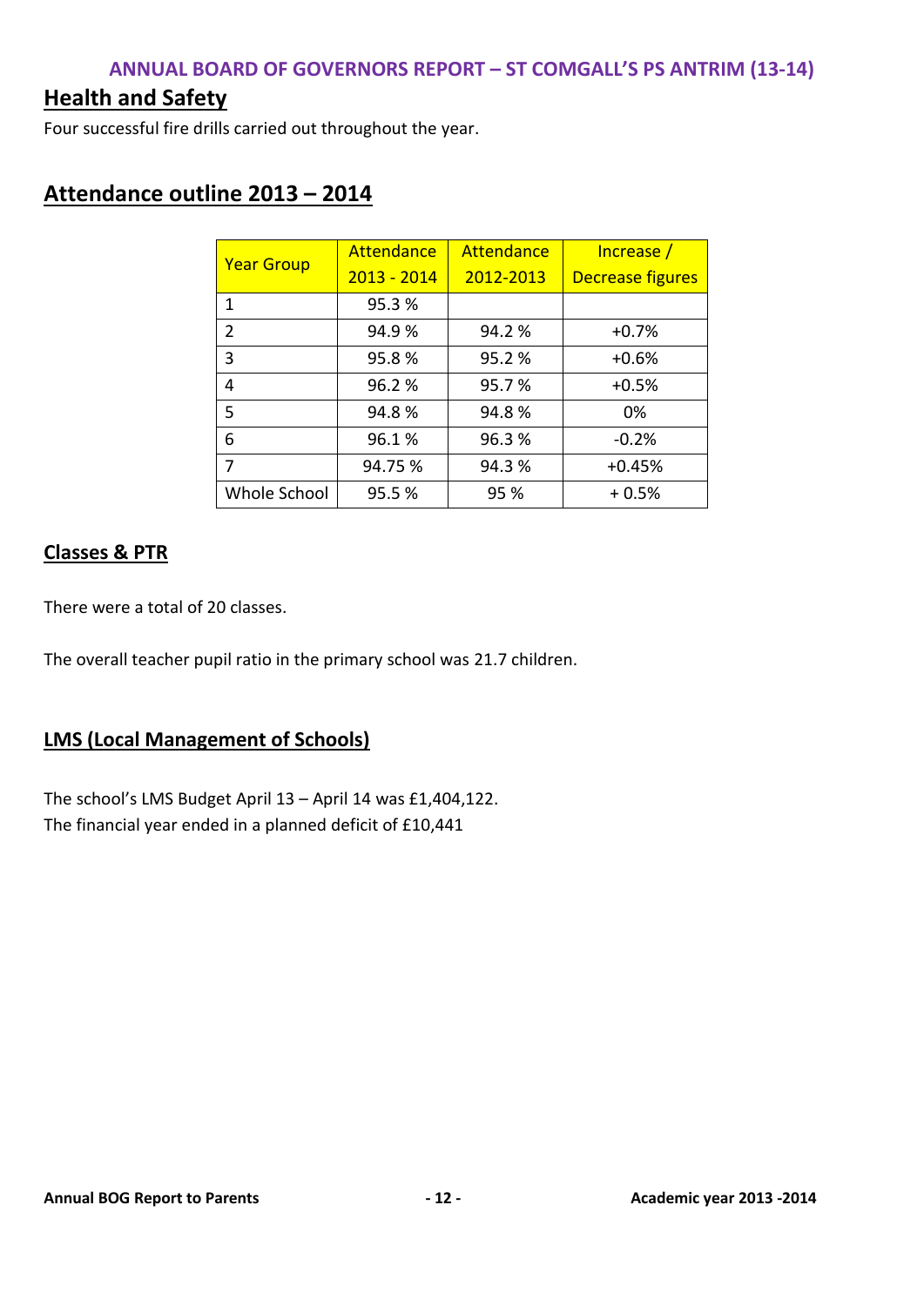## Health and Safety

Four successful fire drills carried out throughout the year.

## Attendance outline 2013 – 2014

| Year Group | Attendance 2013 - 2014 | Attendance 2012-2013 | Increase / Decrease figures |
|---|---|---|---|
| 1 | 95.3 % | | |
| 2 | 94.9 % | 94.2 % | +0.7% |
| 3 | 95.8 % | 95.2 % | +0.6% |
| 4 | 96.2 % | 95.7 % | +0.5% |
| 5 | 94.8 % | 94.8 % | 0% |
| 6 | 96.1 % | 96.3 % | -0.2% |
| 7 | 94.75 % | 94.3 % | +0.45% |
| Whole School | 95.5 % | 95 % | + 0.5% |

## Classes & PTR

There were a total of 20 classes.

The overall teacher pupil ratio in the primary school was 21.7 children.

## LMS (Local Management of Schools)

The school's LMS Budget April 13 – April 14 was £1,404,122.
The financial year ended in a planned deficit of £10,441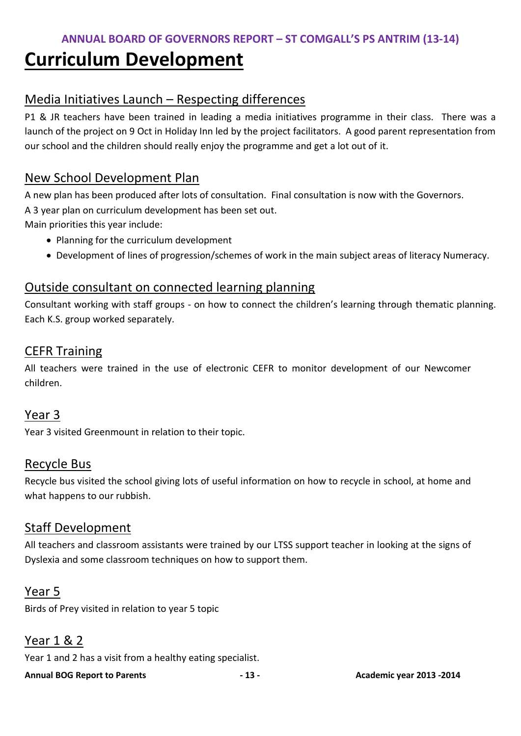# Curriculum Development

## Media Initiatives Launch – Respecting differences

P1 & JR teachers have been trained in leading a media initiatives programme in their class. There was a launch of the project on 9 Oct in Holiday Inn led by the project facilitators. A good parent representation from our school and the children should really enjoy the programme and get a lot out of it.

## New School Development Plan

A new plan has been produced after lots of consultation. Final consultation is now with the Governors.
A 3 year plan on curriculum development has been set out.
Main priorities this year include:

- Planning for the curriculum development
- Development of lines of progression/schemes of work in the main subject areas of literacy Numeracy.

## Outside consultant on connected learning planning

Consultant working with staff groups - on how to connect the children's learning through thematic planning. Each K.S. group worked separately.

## CEFR Training

All teachers were trained in the use of electronic CEFR to monitor development of our Newcomer children.

## Year 3

Year 3 visited Greenmount in relation to their topic.

## Recycle Bus

Recycle bus visited the school giving lots of useful information on how to recycle in school, at home and what happens to our rubbish.

## Staff Development

All teachers and classroom assistants were trained by our LTSS support teacher in looking at the signs of Dyslexia and some classroom techniques on how to support them.

## Year 5

Birds of Prey visited in relation to year 5 topic

## Year 1 & 2

Year 1 and 2 has a visit from a healthy eating specialist.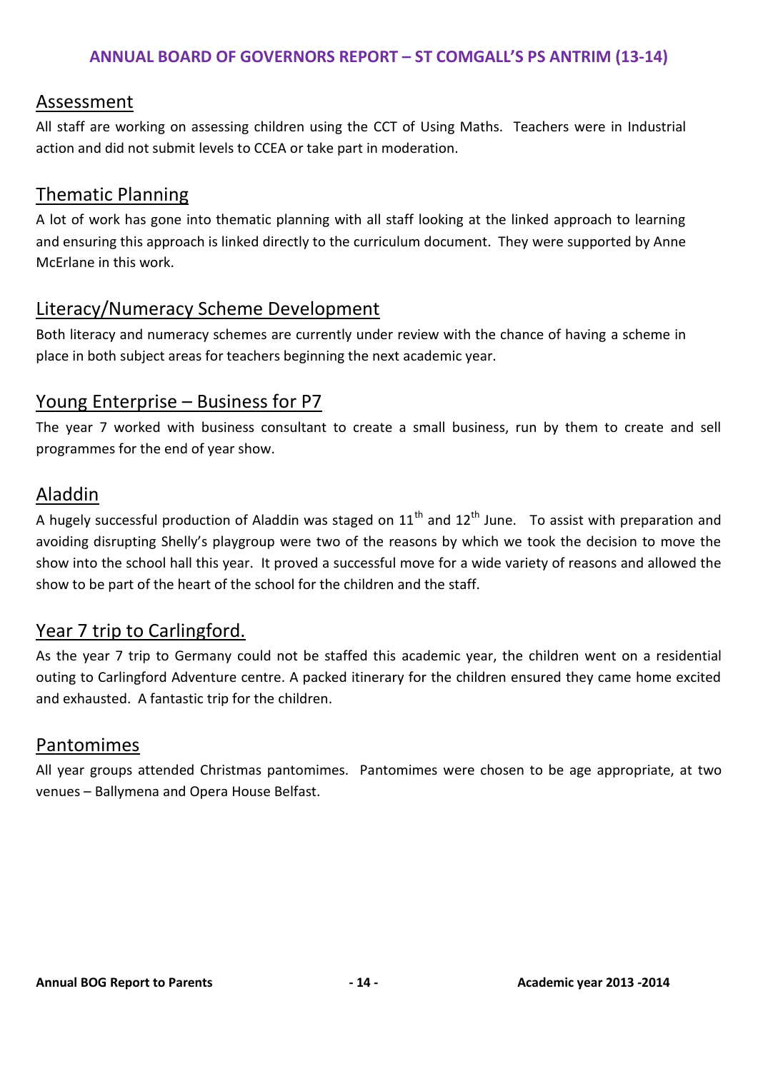## Assessment

All staff are working on assessing children using the CCT of Using Maths. Teachers were in Industrial action and did not submit levels to CCEA or take part in moderation.

## Thematic Planning

A lot of work has gone into thematic planning with all staff looking at the linked approach to learning and ensuring this approach is linked directly to the curriculum document. They were supported by Anne McErlane in this work.

## Literacy/Numeracy Scheme Development

Both literacy and numeracy schemes are currently under review with the chance of having a scheme in place in both subject areas for teachers beginning the next academic year.

## Young Enterprise – Business for P7

The year 7 worked with business consultant to create a small business, run by them to create and sell programmes for the end of year show.

## Aladdin

A hugely successful production of Aladdin was staged on 11th and 12th June. To assist with preparation and avoiding disrupting Shelly's playgroup were two of the reasons by which we took the decision to move the show into the school hall this year. It proved a successful move for a wide variety of reasons and allowed the show to be part of the heart of the school for the children and the staff.

## Year 7 trip to Carlingford.

As the year 7 trip to Germany could not be staffed this academic year, the children went on a residential outing to Carlingford Adventure centre. A packed itinerary for the children ensured they came home excited and exhausted. A fantastic trip for the children.

## Pantomimes

All year groups attended Christmas pantomimes. Pantomimes were chosen to be age appropriate, at two venues – Ballymena and Opera House Belfast.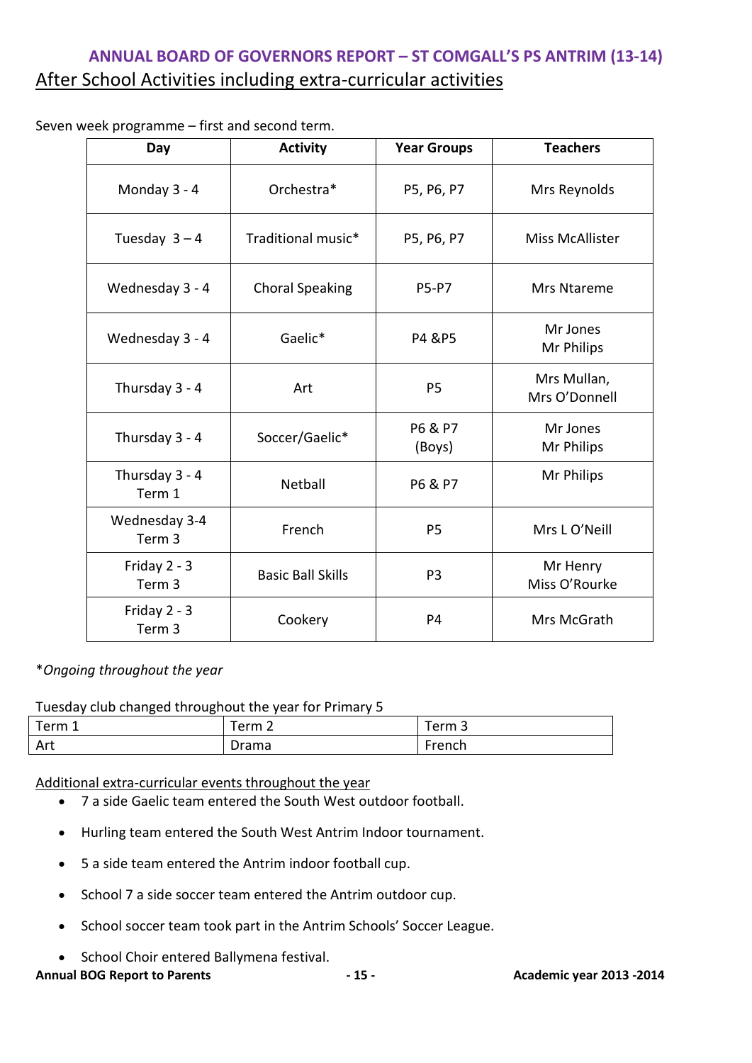## After School Activities including extra-curricular activities

Seven week programme – first and second term.

| Day | Activity | Year Groups | Teachers |
|---|---|---|---|
| Monday 3 - 4 | Orchestra* | P5, P6, P7 | Mrs Reynolds |
| Tuesday 3 – 4 | Traditional music* | P5, P6, P7 | Miss McAllister |
| Wednesday 3 - 4 | Choral Speaking | P5-P7 | Mrs Ntareme |
| Wednesday 3 - 4 | Gaelic* | P4 &P5 | Mr Jones<br>Mr Philips |
| Thursday 3 - 4 | Art | P5 | Mrs Mullan,<br>Mrs O'Donnell |
| Thursday 3 - 4 | Soccer/Gaelic* | P6 & P7<br>(Boys) | Mr Jones<br>Mr Philips |
| Thursday 3 - 4<br>Term 1 | Netball | P6 & P7 | Mr Philips |
| Wednesday 3-4<br>Term 3 | French | P5 | Mrs L O'Neill |
| Friday 2 - 3<br>Term 3 | Basic Ball Skills | P3 | Mr Henry<br>Miss O'Rourke |
| Friday 2 - 3<br>Term 3 | Cookery | P4 | Mrs McGrath |

**Ongoing throughout the year*

Tuesday club changed throughout the year for Primary 5

| Term 1 | Term 2 | Term 3 |
|---|---|---|
| Art | Drama | French |

Additional extra-curricular events throughout the year

- 7 a side Gaelic team entered the South West outdoor football.
- Hurling team entered the South West Antrim Indoor tournament.
- 5 a side team entered the Antrim indoor football cup.
- School 7 a side soccer team entered the Antrim outdoor cup.
- School soccer team took part in the Antrim Schools' Soccer League.
- School Choir entered Ballymena festival.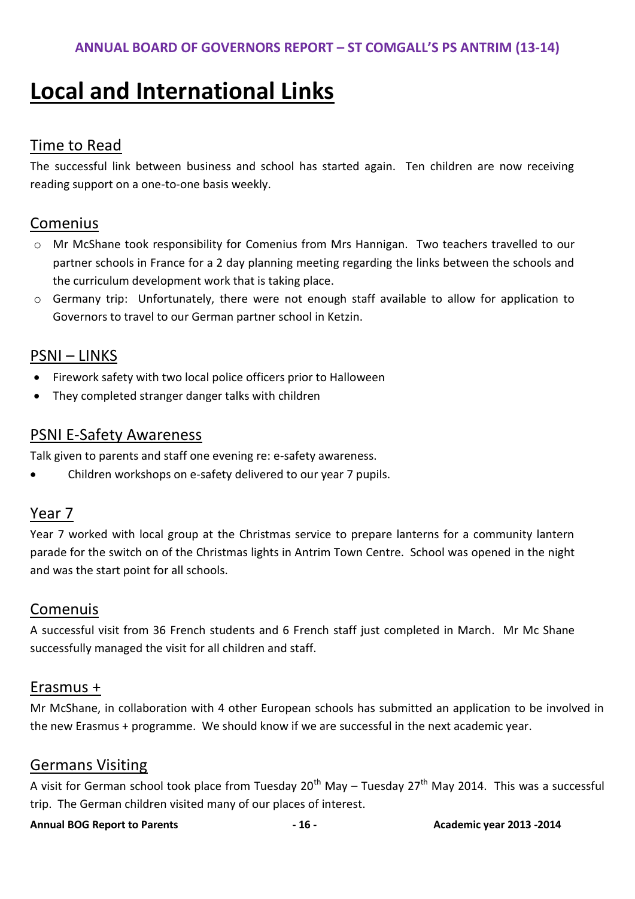# Local and International Links

## Time to Read

The successful link between business and school has started again. Ten children are now receiving reading support on a one-to-one basis weekly.

## Comenius

- Mr McShane took responsibility for Comenius from Mrs Hannigan. Two teachers travelled to our partner schools in France for a 2 day planning meeting regarding the links between the schools and the curriculum development work that is taking place.
- Germany trip: Unfortunately, there were not enough staff available to allow for application to Governors to travel to our German partner school in Ketzin.

## PSNI – LINKS

- Firework safety with two local police officers prior to Halloween
- They completed stranger danger talks with children

## PSNI E-Safety Awareness

Talk given to parents and staff one evening re: e-safety awareness.

- Children workshops on e-safety delivered to our year 7 pupils.

## Year 7

Year 7 worked with local group at the Christmas service to prepare lanterns for a community lantern parade for the switch on of the Christmas lights in Antrim Town Centre. School was opened in the night and was the start point for all schools.

## Comenuis

A successful visit from 36 French students and 6 French staff just completed in March. Mr Mc Shane successfully managed the visit for all children and staff.

## Erasmus +

Mr McShane, in collaboration with 4 other European schools has submitted an application to be involved in the new Erasmus + programme. We should know if we are successful in the next academic year.

## Germans Visiting

A visit for German school took place from Tuesday 20th May – Tuesday 27th May 2014. This was a successful trip. The German children visited many of our places of interest.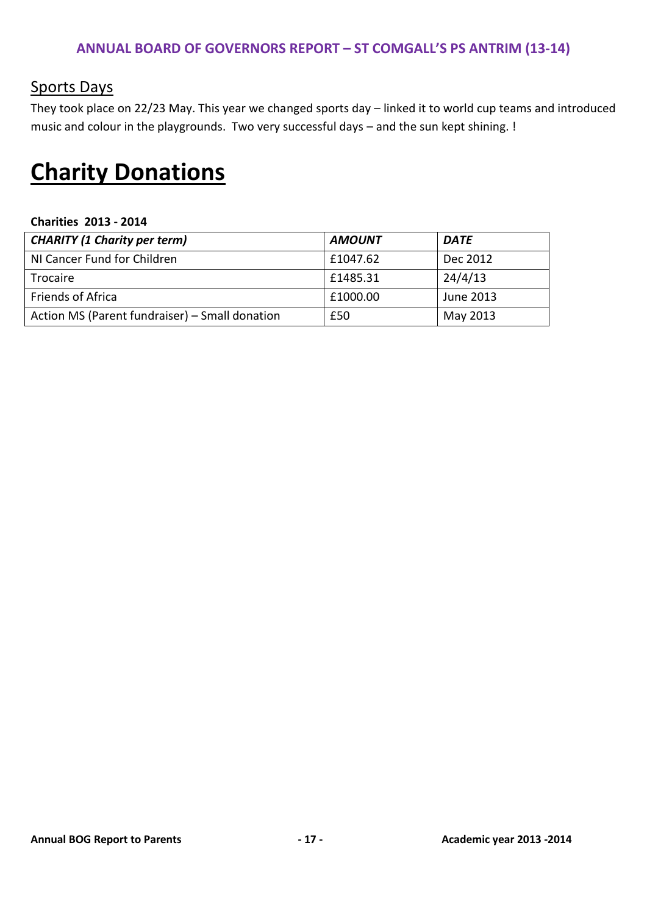## Sports Days

They took place on 22/23 May. This year we changed sports day – linked it to world cup teams and introduced music and colour in the playgrounds. Two very successful days – and the sun kept shining. !

# Charity Donations

**Charities 2013 - 2014**

| ***CHARITY (1 Charity per term)*** | ***AMOUNT*** | ***DATE*** |
|---|---|---|
| NI Cancer Fund for Children | £1047.62 | Dec 2012 |
| Trocaire | £1485.31 | 24/4/13 |
| Friends of Africa | £1000.00 | June 2013 |
| Action MS (Parent fundraiser) – Small donation | £50 | May 2013 |